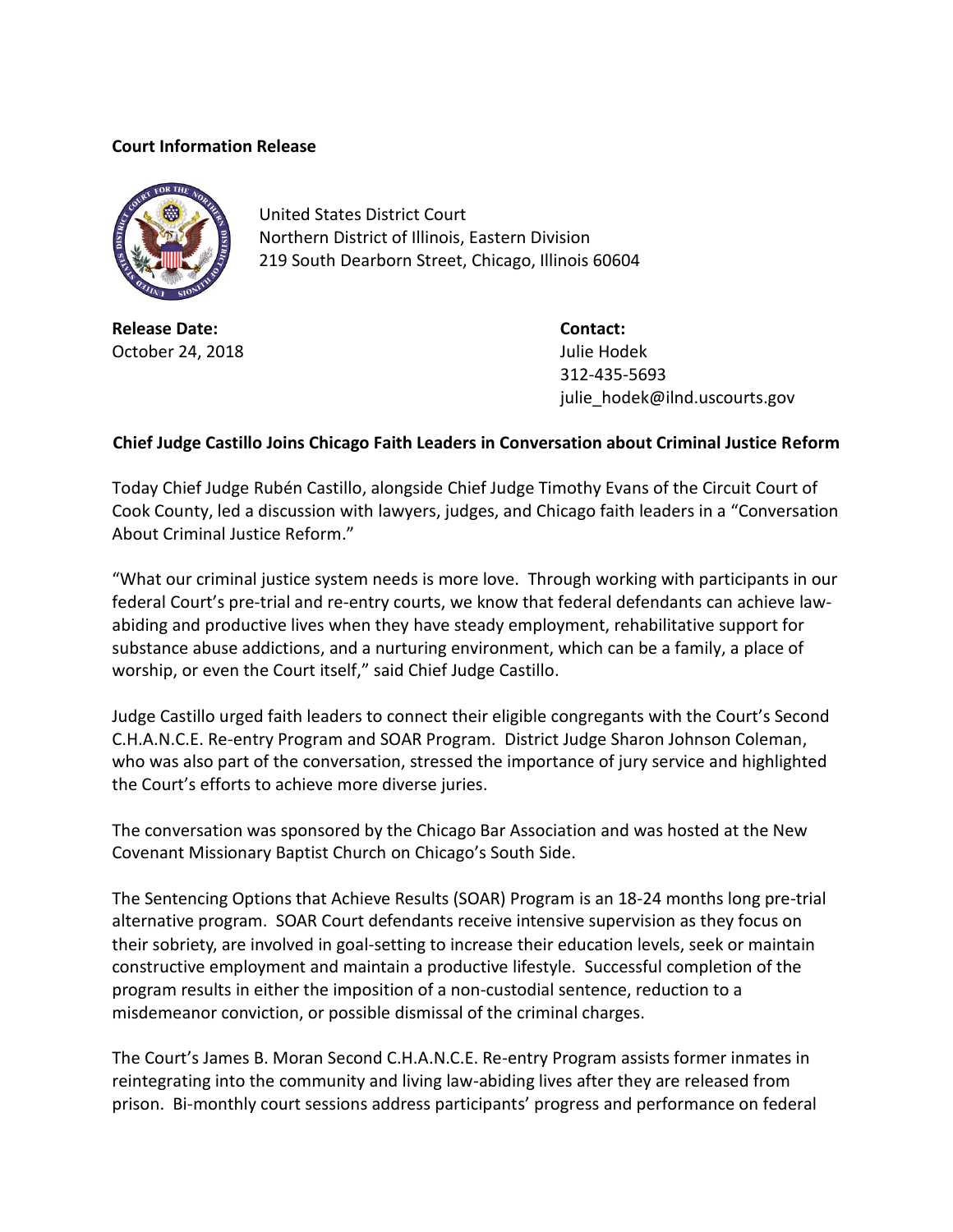**Court Information Release**

United States District Court
Northern District of Illinois, Eastern Division
219 South Dearborn Street, Chicago, Illinois 60604

**Release Date:**
October 24, 2018

**Contact:**
Julie Hodek
312-435-5693
julie_hodek@ilnd.uscourts.gov

**Chief Judge Castillo Joins Chicago Faith Leaders in Conversation about Criminal Justice Reform**

Today Chief Judge Rubén Castillo, alongside Chief Judge Timothy Evans of the Circuit Court of Cook County, led a discussion with lawyers, judges, and Chicago faith leaders in a "Conversation About Criminal Justice Reform."

"What our criminal justice system needs is more love. Through working with participants in our federal Court's pre-trial and re-entry courts, we know that federal defendants can achieve law-abiding and productive lives when they have steady employment, rehabilitative support for substance abuse addictions, and a nurturing environment, which can be a family, a place of worship, or even the Court itself," said Chief Judge Castillo.

Judge Castillo urged faith leaders to connect their eligible congregants with the Court's Second C.H.A.N.C.E. Re-entry Program and SOAR Program. District Judge Sharon Johnson Coleman, who was also part of the conversation, stressed the importance of jury service and highlighted the Court's efforts to achieve more diverse juries.

The conversation was sponsored by the Chicago Bar Association and was hosted at the New Covenant Missionary Baptist Church on Chicago's South Side.

The Sentencing Options that Achieve Results (SOAR) Program is an 18-24 months long pre-trial alternative program. SOAR Court defendants receive intensive supervision as they focus on their sobriety, are involved in goal-setting to increase their education levels, seek or maintain constructive employment and maintain a productive lifestyle. Successful completion of the program results in either the imposition of a non-custodial sentence, reduction to a misdemeanor conviction, or possible dismissal of the criminal charges.

The Court's James B. Moran Second C.H.A.N.C.E. Re-entry Program assists former inmates in reintegrating into the community and living law-abiding lives after they are released from prison. Bi-monthly court sessions address participants' progress and performance on federal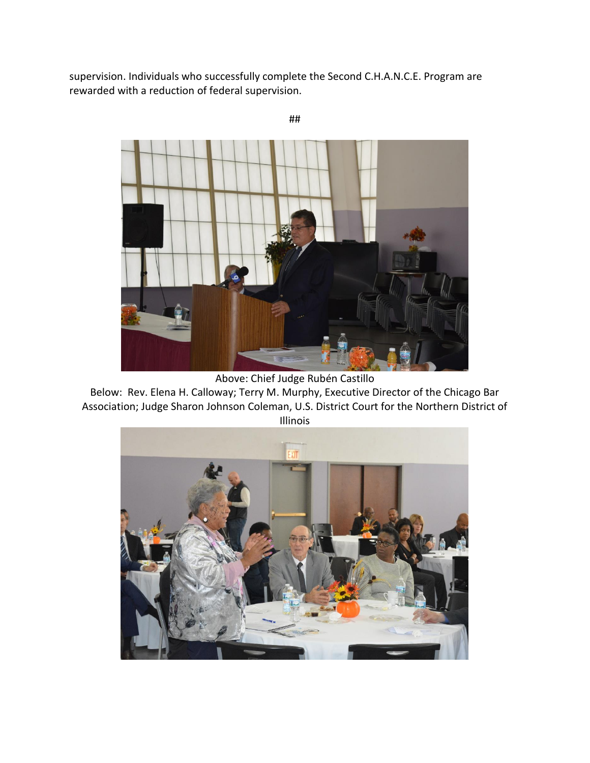supervision. Individuals who successfully complete the Second C.H.A.N.C.E. Program are rewarded with a reduction of federal supervision.

##

Above: Chief Judge Rubén Castillo

Below: Rev. Elena H. Calloway; Terry M. Murphy, Executive Director of the Chicago Bar Association; Judge Sharon Johnson Coleman, U.S. District Court for the Northern District of Illinois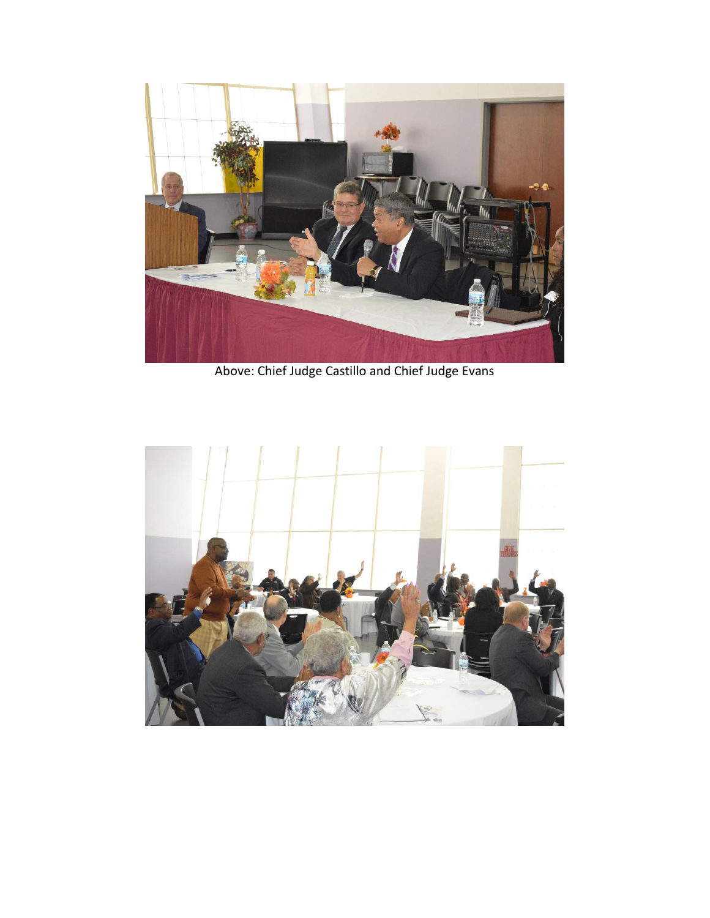Above: Chief Judge Castillo and Chief Judge Evans